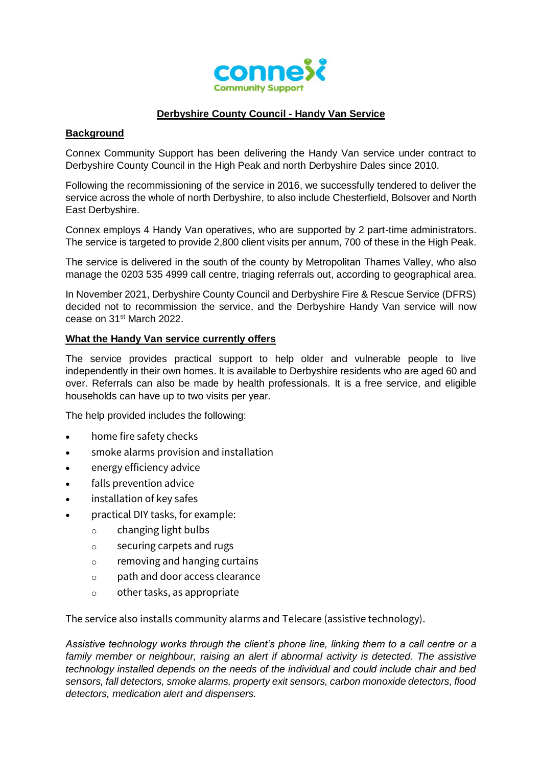connex
Community Support

# Derbyshire County Council - Handy Van Service

## Background

Connex Community Support has been delivering the Handy Van service under contract to Derbyshire County Council in the High Peak and north Derbyshire Dales since 2010.

Following the recommissioning of the service in 2016, we successfully tendered to deliver the service across the whole of north Derbyshire, to also include Chesterfield, Bolsover and North East Derbyshire.

Connex employs 4 Handy Van operatives, who are supported by 2 part-time administrators. The service is targeted to provide 2,800 client visits per annum, 700 of these in the High Peak.

The service is delivered in the south of the county by Metropolitan Thames Valley, who also manage the 0203 535 4999 call centre, triaging referrals out, according to geographical area.

In November 2021, Derbyshire County Council and Derbyshire Fire & Rescue Service (DFRS) decided not to recommission the service, and the Derbyshire Handy Van service will now cease on 31st March 2022.

## What the Handy Van service currently offers

The service provides practical support to help older and vulnerable people to live independently in their own homes. It is available to Derbyshire residents who are aged 60 and over. Referrals can also be made by health professionals. It is a free service, and eligible households can have up to two visits per year.

The help provided includes the following:

- home fire safety checks
- smoke alarms provision and installation
- energy efficiency advice
- falls prevention advice
- installation of key safes
- practical DIY tasks, for example:
  - changing light bulbs
  - securing carpets and rugs
  - removing and hanging curtains
  - path and door access clearance
  - other tasks, as appropriate

The service also installs community alarms and Telecare (assistive technology).

*Assistive technology works through the client's phone line, linking them to a call centre or a family member or neighbour, raising an alert if abnormal activity is detected. The assistive technology installed depends on the needs of the individual and could include chair and bed sensors, fall detectors, smoke alarms, property exit sensors, carbon monoxide detectors, flood detectors, medication alert and dispensers.*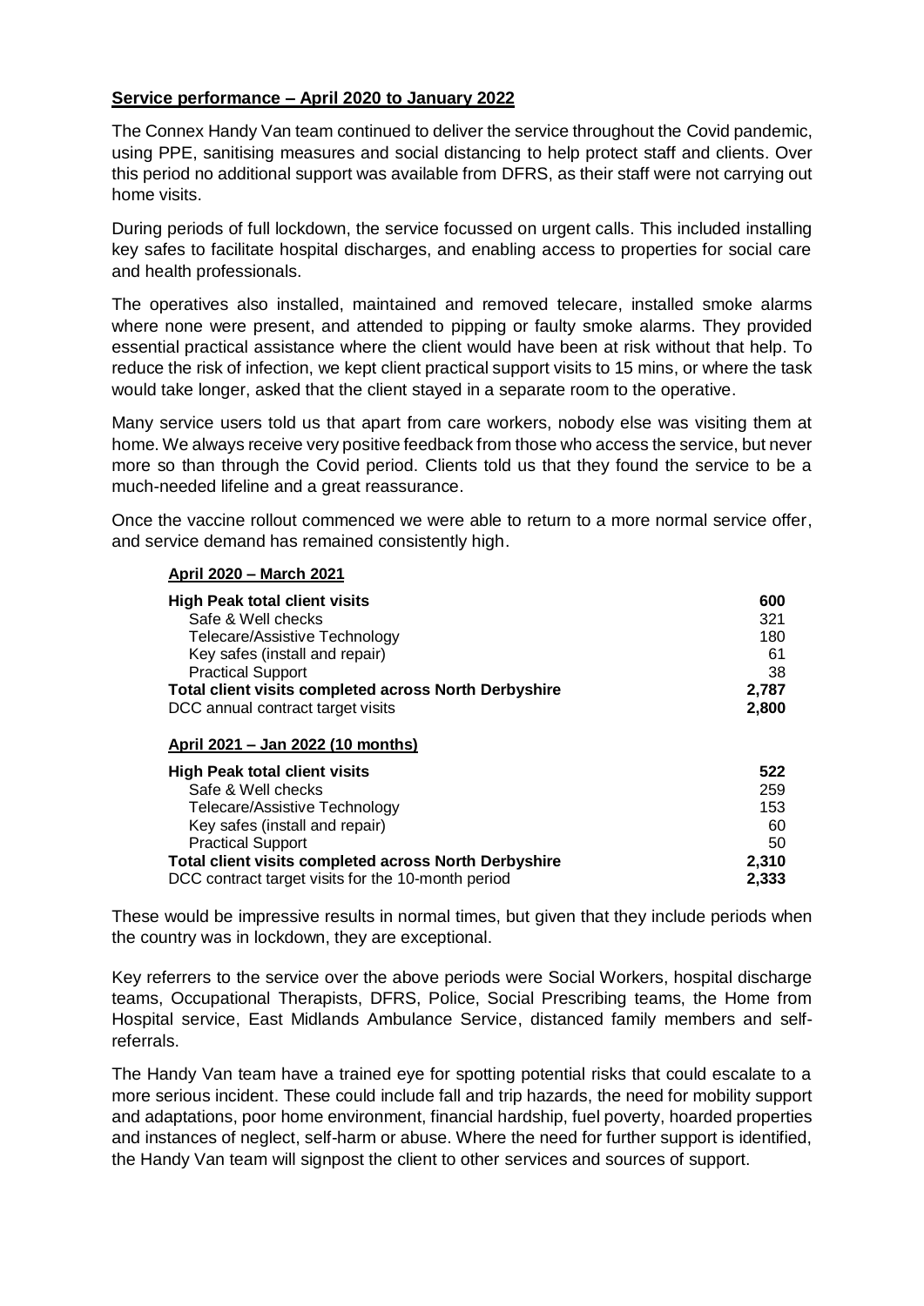**Service performance – April 2020 to January 2022**

The Connex Handy Van team continued to deliver the service throughout the Covid pandemic, using PPE, sanitising measures and social distancing to help protect staff and clients. Over this period no additional support was available from DFRS, as their staff were not carrying out home visits.

During periods of full lockdown, the service focussed on urgent calls. This included installing key safes to facilitate hospital discharges, and enabling access to properties for social care and health professionals.

The operatives also installed, maintained and removed telecare, installed smoke alarms where none were present, and attended to pipping or faulty smoke alarms. They provided essential practical assistance where the client would have been at risk without that help. To reduce the risk of infection, we kept client practical support visits to 15 mins, or where the task would take longer, asked that the client stayed in a separate room to the operative.

Many service users told us that apart from care workers, nobody else was visiting them at home. We always receive very positive feedback from those who access the service, but never more so than through the Covid period. Clients told us that they found the service to be a much-needed lifeline and a great reassurance.

Once the vaccine rollout commenced we were able to return to a more normal service offer, and service demand has remained consistently high.

**April 2020 – March 2021**

| | |
|---|---|
| **High Peak total client visits** | **600** |
| Safe & Well checks | 321 |
| Telecare/Assistive Technology | 180 |
| Key safes (install and repair) | 61 |
| Practical Support | 38 |
| **Total client visits completed across North Derbyshire** | **2,787** |
| DCC annual contract target visits | **2,800** |

**April 2021 – Jan 2022 (10 months)**

| | |
|---|---|
| **High Peak total client visits** | **522** |
| Safe & Well checks | 259 |
| Telecare/Assistive Technology | 153 |
| Key safes (install and repair) | 60 |
| Practical Support | 50 |
| **Total client visits completed across North Derbyshire** | **2,310** |
| DCC contract target visits for the 10-month period | **2,333** |

These would be impressive results in normal times, but given that they include periods when the country was in lockdown, they are exceptional.

Key referrers to the service over the above periods were Social Workers, hospital discharge teams, Occupational Therapists, DFRS, Police, Social Prescribing teams, the Home from Hospital service, East Midlands Ambulance Service, distanced family members and self-referrals.

The Handy Van team have a trained eye for spotting potential risks that could escalate to a more serious incident. These could include fall and trip hazards, the need for mobility support and adaptations, poor home environment, financial hardship, fuel poverty, hoarded properties and instances of neglect, self-harm or abuse. Where the need for further support is identified, the Handy Van team will signpost the client to other services and sources of support.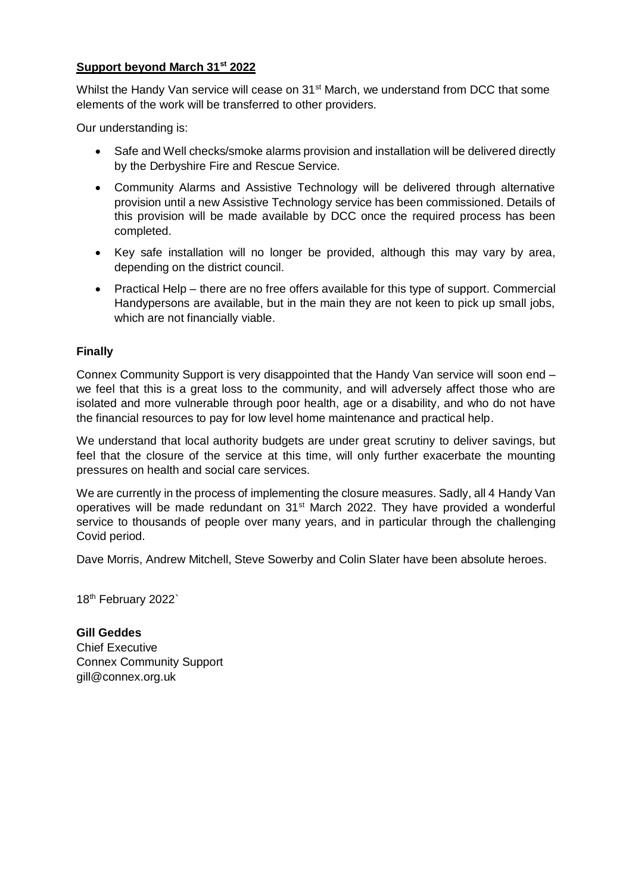## **Support beyond March 31st 2022**

Whilst the Handy Van service will cease on 31st March, we understand from DCC that some elements of the work will be transferred to other providers.

Our understanding is:

- Safe and Well checks/smoke alarms provision and installation will be delivered directly by the Derbyshire Fire and Rescue Service.
- Community Alarms and Assistive Technology will be delivered through alternative provision until a new Assistive Technology service has been commissioned. Details of this provision will be made available by DCC once the required process has been completed.
- Key safe installation will no longer be provided, although this may vary by area, depending on the district council.
- Practical Help – there are no free offers available for this type of support. Commercial Handypersons are available, but in the main they are not keen to pick up small jobs, which are not financially viable.

## **Finally**

Connex Community Support is very disappointed that the Handy Van service will soon end – we feel that this is a great loss to the community, and will adversely affect those who are isolated and more vulnerable through poor health, age or a disability, and who do not have the financial resources to pay for low level home maintenance and practical help.

We understand that local authority budgets are under great scrutiny to deliver savings, but feel that the closure of the service at this time, will only further exacerbate the mounting pressures on health and social care services.

We are currently in the process of implementing the closure measures. Sadly, all 4 Handy Van operatives will be made redundant on 31st March 2022. They have provided a wonderful service to thousands of people over many years, and in particular through the challenging Covid period.

Dave Morris, Andrew Mitchell, Steve Sowerby and Colin Slater have been absolute heroes.

18th February 2022`

**Gill Geddes**
Chief Executive
Connex Community Support
gill@connex.org.uk